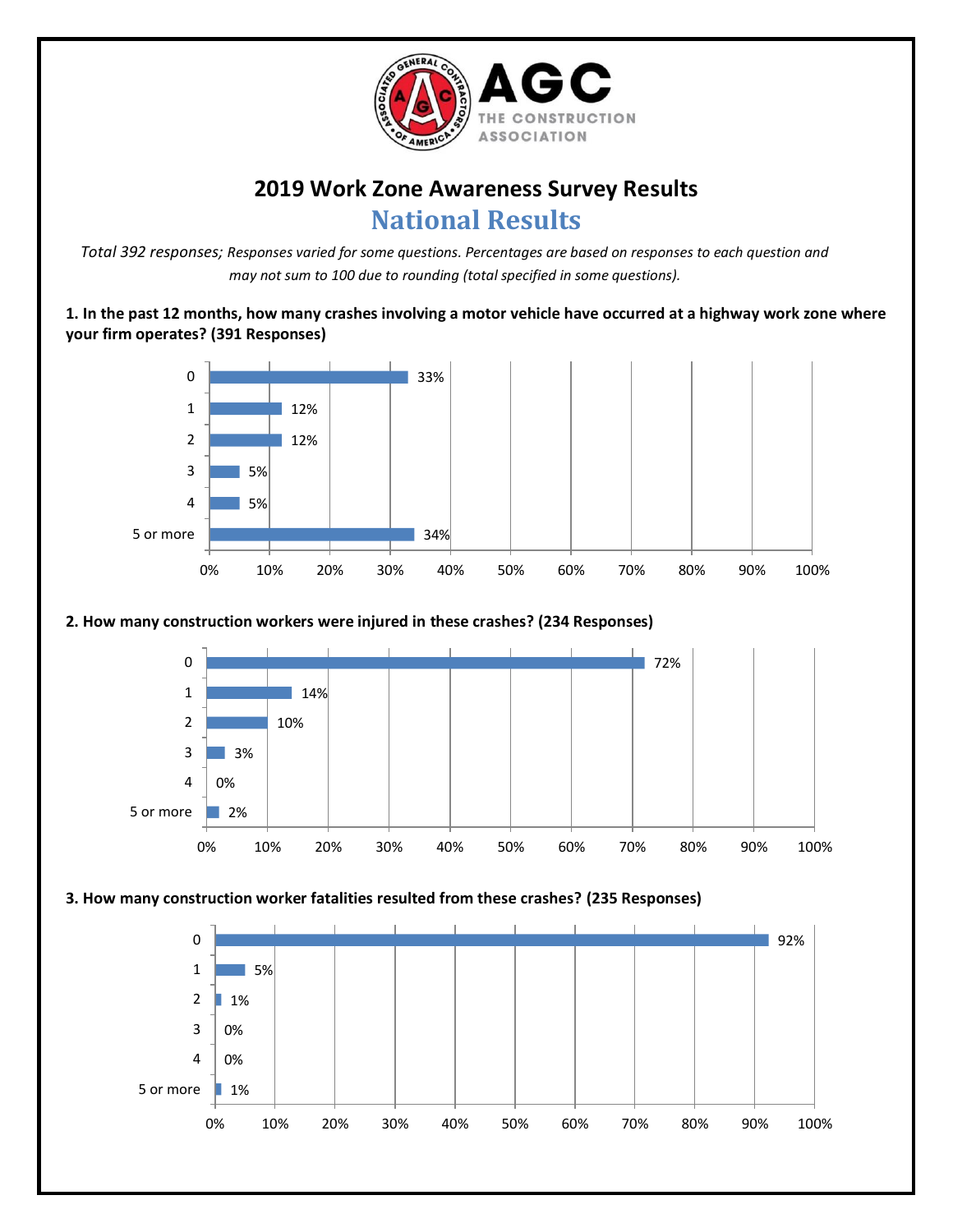# 2019 Work Zone Awareness Survey Results

## National Results

*Total 392 responses; Responses varied for some questions. Percentages are based on responses to each question and may not sum to 100 due to rounding (total specified in some questions).*

**1. In the past 12 months, how many crashes involving a motor vehicle have occurred at a highway work zone where your firm operates? (391 Responses)**

0
33%
1
12%
2
12%
3
5%
4
5%
5 or more
34%

0% 10% 20% 30% 40% 50% 60% 70% 80% 90% 100%

**2. How many construction workers were injured in these crashes? (234 Responses)**

0
72%
1
14%
2
10%
3
3%
4
0%
5 or more
2%

0% 10% 20% 30% 40% 50% 60% 70% 80% 90% 100%

**3. How many construction worker fatalities resulted from these crashes? (235 Responses)**

0
92%
1
5%
2
1%
3
0%
4
0%
5 or more
1%

0% 10% 20% 30% 40% 50% 60% 70% 80% 90% 100%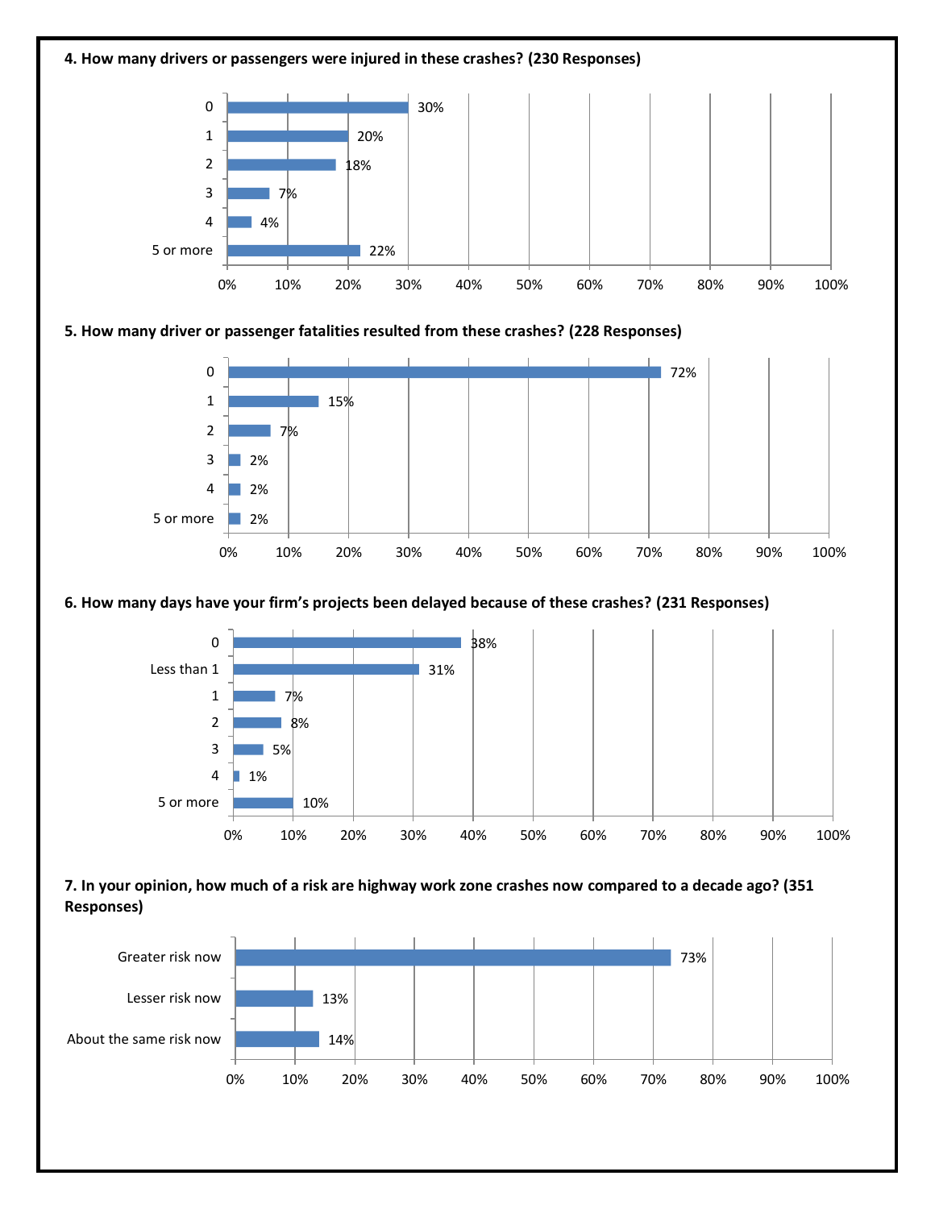**4. How many drivers or passengers were injured in these crashes? (230 Responses)**

0
1
2
3
4
5 or more

30%
20%
18%
7%
4%
22%

0% 10% 20% 30% 40% 50% 60% 70% 80% 90% 100%

**5. How many driver or passenger fatalities resulted from these crashes? (228 Responses)**

0
1
2
3
4
5 or more

72%
15%
7%
2%
2%
2%

0% 10% 20% 30% 40% 50% 60% 70% 80% 90% 100%

**6. How many days have your firm's projects been delayed because of these crashes? (231 Responses)**

0
Less than 1
1
2
3
4
5 or more

38%
31%
7%
8%
5%
1%
10%

0% 10% 20% 30% 40% 50% 60% 70% 80% 90% 100%

**7. In your opinion, how much of a risk are highway work zone crashes now compared to a decade ago? (351 Responses)**

Greater risk now
Lesser risk now
About the same risk now

73%
13%
14%

0% 10% 20% 30% 40% 50% 60% 70% 80% 90% 100%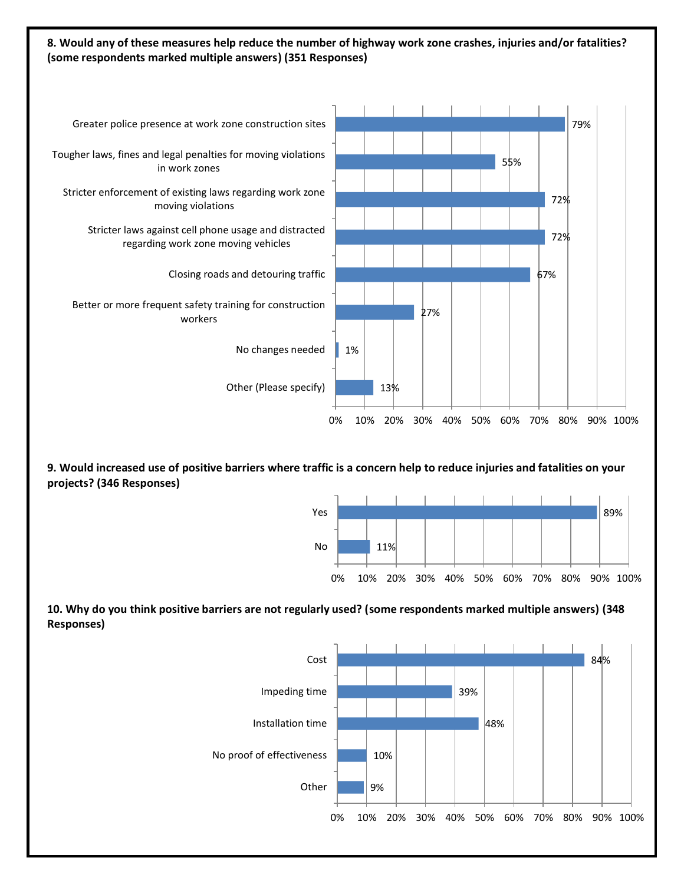**8. Would any of these measures help reduce the number of highway work zone crashes, injuries and/or fatalities? (some respondents marked multiple answers) (351 Responses)**

Greater police presence at work zone construction sites 79%

Tougher laws, fines and legal penalties for moving violations in work zones 55%

Stricter enforcement of existing laws regarding work zone moving violations 72%

Stricter laws against cell phone usage and distracted regarding work zone moving vehicles 72%

Closing roads and detouring traffic 67%

Better or more frequent safety training for construction workers 27%

No changes needed 1%

Other (Please specify) 13%

0% 10% 20% 30% 40% 50% 60% 70% 80% 90% 100%

**9. Would increased use of positive barriers where traffic is a concern help to reduce injuries and fatalities on your projects? (346 Responses)**

Yes 89%

No 11%

0% 10% 20% 30% 40% 50% 60% 70% 80% 90% 100%

**10. Why do you think positive barriers are not regularly used? (some respondents marked multiple answers) (348 Responses)**

Cost 84%

Impeding time 39%

Installation time 48%

No proof of effectiveness 10%

Other 9%

0% 10% 20% 30% 40% 50% 60% 70% 80% 90% 100%